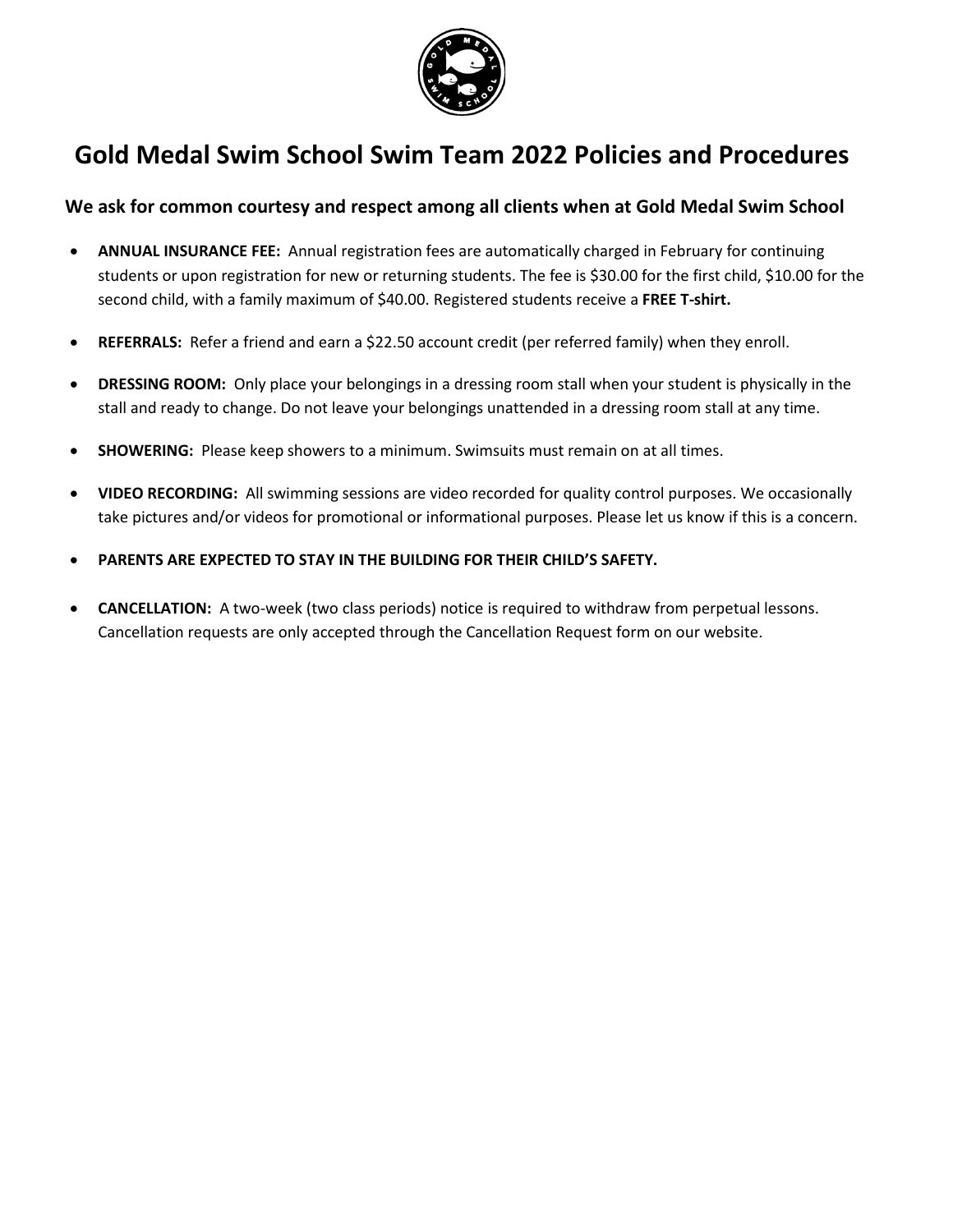# Gold Medal Swim School Swim Team 2022 Policies and Procedures

### We ask for common courtesy and respect among all clients when at Gold Medal Swim School

- **ANNUAL INSURANCE FEE:** Annual registration fees are automatically charged in February for continuing students or upon registration for new or returning students. The fee is $30.00 for the first child, $10.00 for the second child, with a family maximum of $40.00. Registered students receive a **FREE T-shirt.**
- **REFERRALS:** Refer a friend and earn a $22.50 account credit (per referred family) when they enroll.
- **DRESSING ROOM:** Only place your belongings in a dressing room stall when your student is physically in the stall and ready to change. Do not leave your belongings unattended in a dressing room stall at any time.
- **SHOWERING:** Please keep showers to a minimum. Swimsuits must remain on at all times.
- **VIDEO RECORDING:** All swimming sessions are video recorded for quality control purposes. We occasionally take pictures and/or videos for promotional or informational purposes. Please let us know if this is a concern.
- **PARENTS ARE EXPECTED TO STAY IN THE BUILDING FOR THEIR CHILD'S SAFETY.**
- **CANCELLATION:** A two-week (two class periods) notice is required to withdraw from perpetual lessons. Cancellation requests are only accepted through the Cancellation Request form on our website.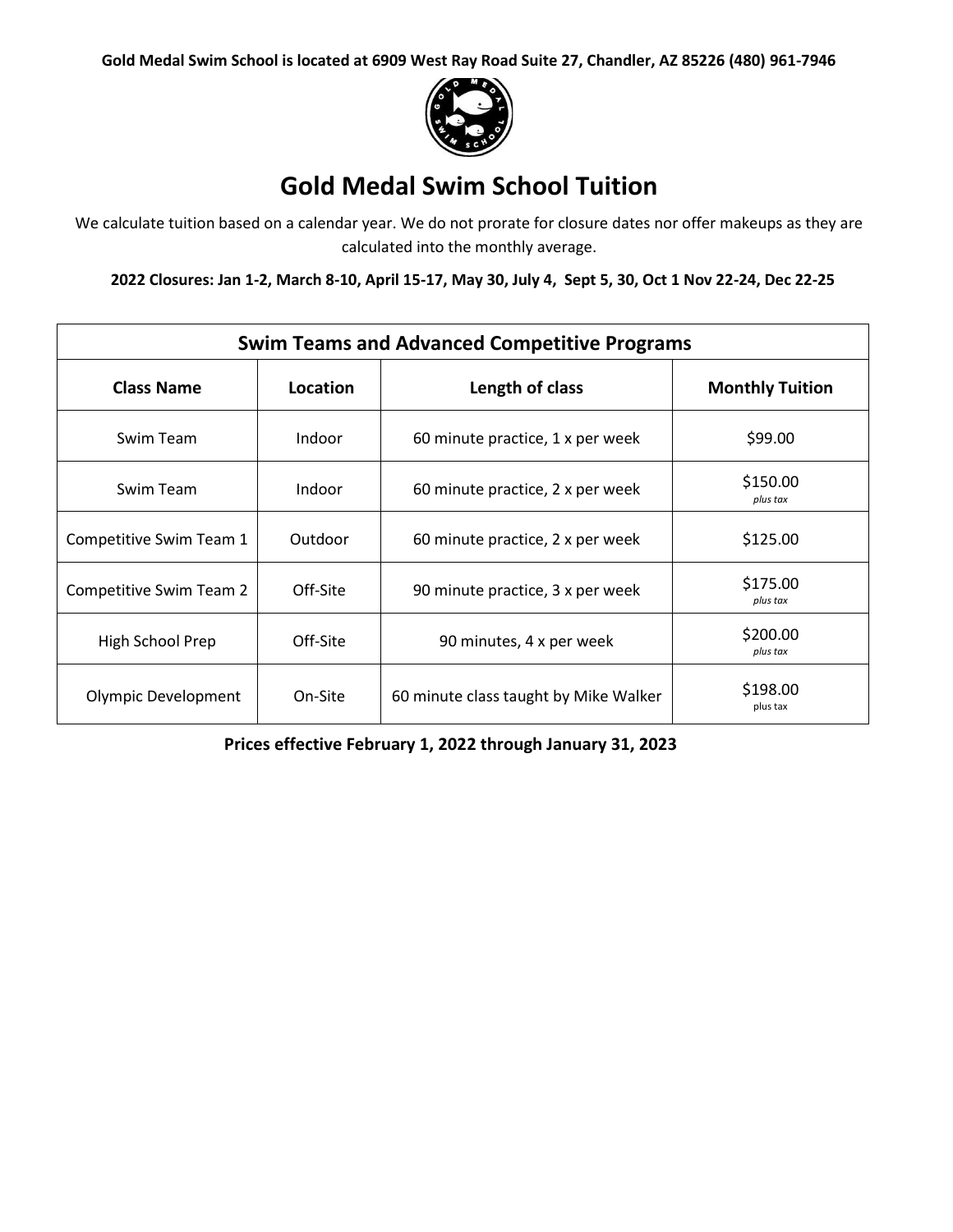**Gold Medal Swim School is located at 6909 West Ray Road Suite 27, Chandler, AZ 85226 (480) 961-7946**

# Gold Medal Swim School Tuition

We calculate tuition based on a calendar year. We do not prorate for closure dates nor offer makeups as they are calculated into the monthly average.

**2022 Closures: Jan 1-2, March 8-10, April 15-17, May 30, July 4, Sept 5, 30, Oct 1 Nov 22-24, Dec 22-25**

| Swim Teams and Advanced Competitive Programs | | | |
|---|---|---|---|
| **Class Name** | **Location** | **Length of class** | **Monthly Tuition** |
| Swim Team | Indoor | 60 minute practice, 1 x per week | $99.00 |
| Swim Team | Indoor | 60 minute practice, 2 x per week | $150.00 *plus tax* |
| Competitive Swim Team 1 | Outdoor | 60 minute practice, 2 x per week | $125.00 |
| Competitive Swim Team 2 | Off-Site | 90 minute practice, 3 x per week | $175.00 *plus tax* |
| High School Prep | Off-Site | 90 minutes, 4 x per week | $200.00 *plus tax* |
| Olympic Development | On-Site | 60 minute class taught by Mike Walker | $198.00 plus tax |

**Prices effective February 1, 2022 through January 31, 2023**